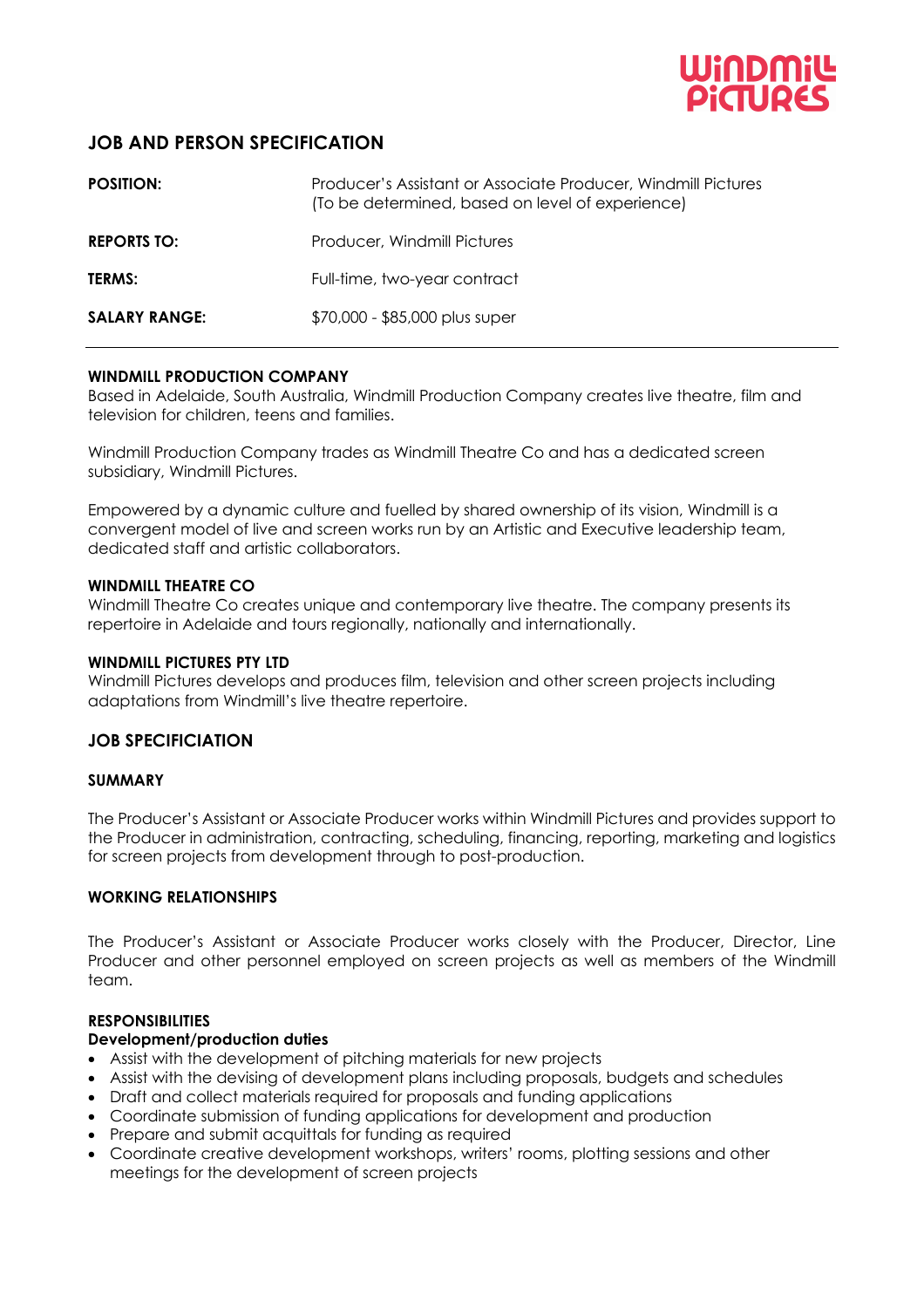# JOB AND PERSON SPECIFICATION

| | |
|---|---|
| **POSITION:** | Producer's Assistant or Associate Producer, Windmill Pictures (To be determined, based on level of experience) |
| **REPORTS TO:** | Producer, Windmill Pictures |
| **TERMS:** | Full-time, two-year contract |
| **SALARY RANGE:** | $70,000 - $85,000 plus super |

---

**WINDMILL PRODUCTION COMPANY**
Based in Adelaide, South Australia, Windmill Production Company creates live theatre, film and television for children, teens and families.

Windmill Production Company trades as Windmill Theatre Co and has a dedicated screen subsidiary, Windmill Pictures.

Empowered by a dynamic culture and fuelled by shared ownership of its vision, Windmill is a convergent model of live and screen works run by an Artistic and Executive leadership team, dedicated staff and artistic collaborators.

**WINDMILL THEATRE CO**
Windmill Theatre Co creates unique and contemporary live theatre. The company presents its repertoire in Adelaide and tours regionally, nationally and internationally.

**WINDMILL PICTURES PTY LTD**
Windmill Pictures develops and produces film, television and other screen projects including adaptations from Windmill's live theatre repertoire.

## JOB SPECIFICIATION

**SUMMARY**

The Producer's Assistant or Associate Producer works within Windmill Pictures and provides support to the Producer in administration, contracting, scheduling, financing, reporting, marketing and logistics for screen projects from development through to post-production.

**WORKING RELATIONSHIPS**

The Producer's Assistant or Associate Producer works closely with the Producer, Director, Line Producer and other personnel employed on screen projects as well as members of the Windmill team.

**RESPONSIBILITIES**
**Development/production duties**

- Assist with the development of pitching materials for new projects
- Assist with the devising of development plans including proposals, budgets and schedules
- Draft and collect materials required for proposals and funding applications
- Coordinate submission of funding applications for development and production
- Prepare and submit acquittals for funding as required
- Coordinate creative development workshops, writers' rooms, plotting sessions and other meetings for the development of screen projects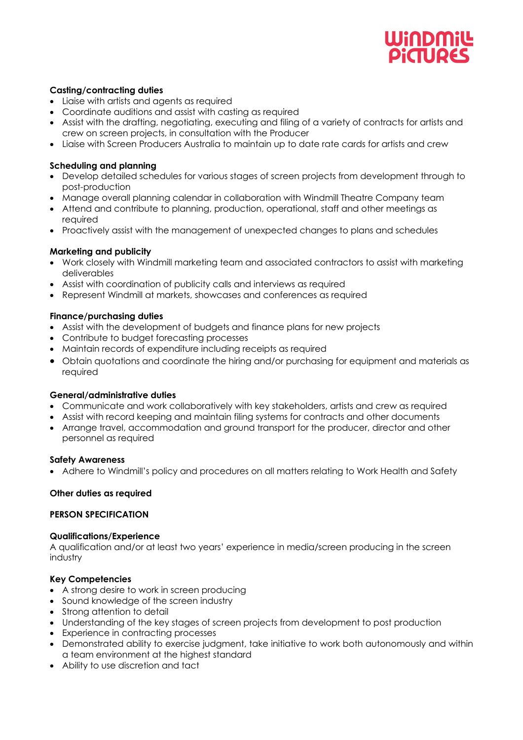**Casting/contracting duties**
- Liaise with artists and agents as required
- Coordinate auditions and assist with casting as required
- Assist with the drafting, negotiating, executing and filing of a variety of contracts for artists and crew on screen projects, in consultation with the Producer
- Liaise with Screen Producers Australia to maintain up to date rate cards for artists and crew

**Scheduling and planning**
- Develop detailed schedules for various stages of screen projects from development through to post-production
- Manage overall planning calendar in collaboration with Windmill Theatre Company team
- Attend and contribute to planning, production, operational, staff and other meetings as required
- Proactively assist with the management of unexpected changes to plans and schedules

**Marketing and publicity**
- Work closely with Windmill marketing team and associated contractors to assist with marketing deliverables
- Assist with coordination of publicity calls and interviews as required
- Represent Windmill at markets, showcases and conferences as required

**Finance/purchasing duties**
- Assist with the development of budgets and finance plans for new projects
- Contribute to budget forecasting processes
- Maintain records of expenditure including receipts as required
- Obtain quotations and coordinate the hiring and/or purchasing for equipment and materials as required

**General/administrative duties**
- Communicate and work collaboratively with key stakeholders, artists and crew as required
- Assist with record keeping and maintain filing systems for contracts and other documents
- Arrange travel, accommodation and ground transport for the producer, director and other personnel as required

**Safety Awareness**
- Adhere to Windmill's policy and procedures on all matters relating to Work Health and Safety

**Other duties as required**

**PERSON SPECIFICATION**

**Qualifications/Experience**

A qualification and/or at least two years' experience in media/screen producing in the screen industry

**Key Competencies**
- A strong desire to work in screen producing
- Sound knowledge of the screen industry
- Strong attention to detail
- Understanding of the key stages of screen projects from development to post production
- Experience in contracting processes
- Demonstrated ability to exercise judgment, take initiative to work both autonomously and within a team environment at the highest standard
- Ability to use discretion and tact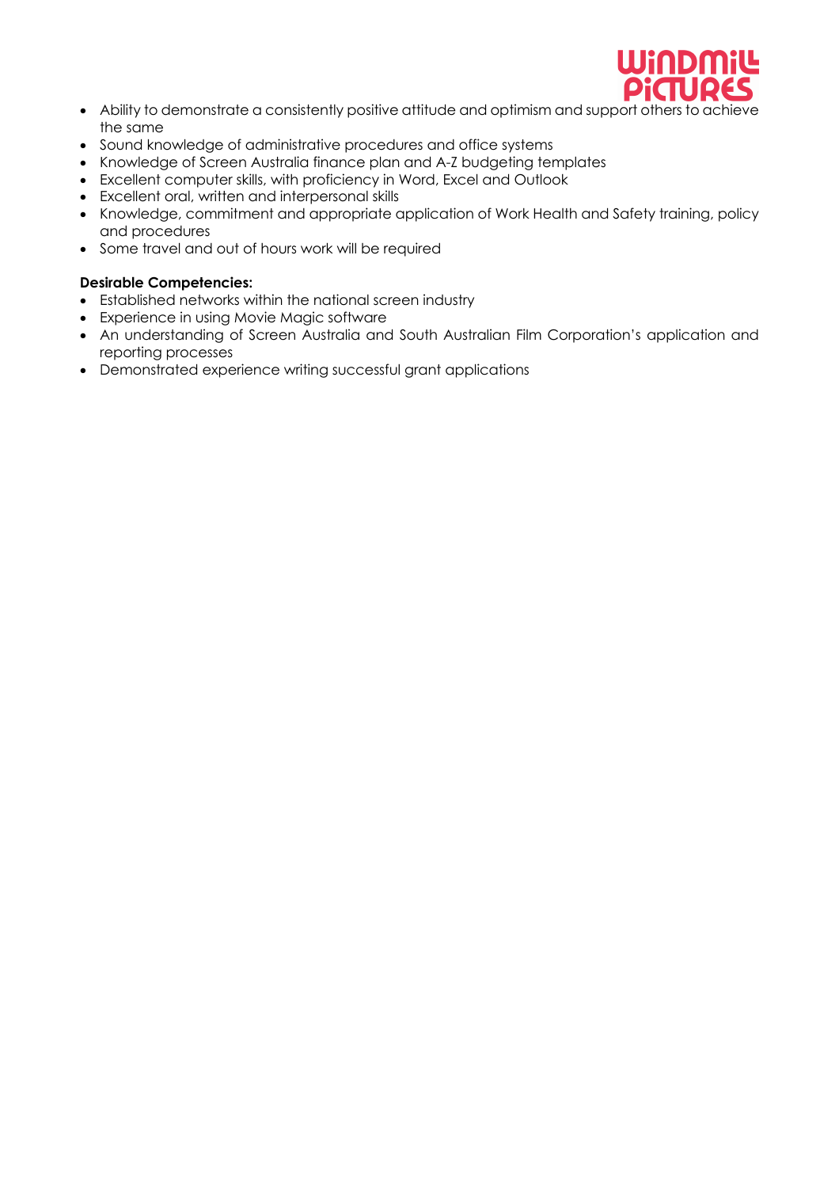- Ability to demonstrate a consistently positive attitude and optimism and support others to achieve the same
- Sound knowledge of administrative procedures and office systems
- Knowledge of Screen Australia finance plan and A-Z budgeting templates
- Excellent computer skills, with proficiency in Word, Excel and Outlook
- Excellent oral, written and interpersonal skills
- Knowledge, commitment and appropriate application of Work Health and Safety training, policy and procedures
- Some travel and out of hours work will be required

**Desirable Competencies:**

- Established networks within the national screen industry
- Experience in using Movie Magic software
- An understanding of Screen Australia and South Australian Film Corporation's application and reporting processes
- Demonstrated experience writing successful grant applications